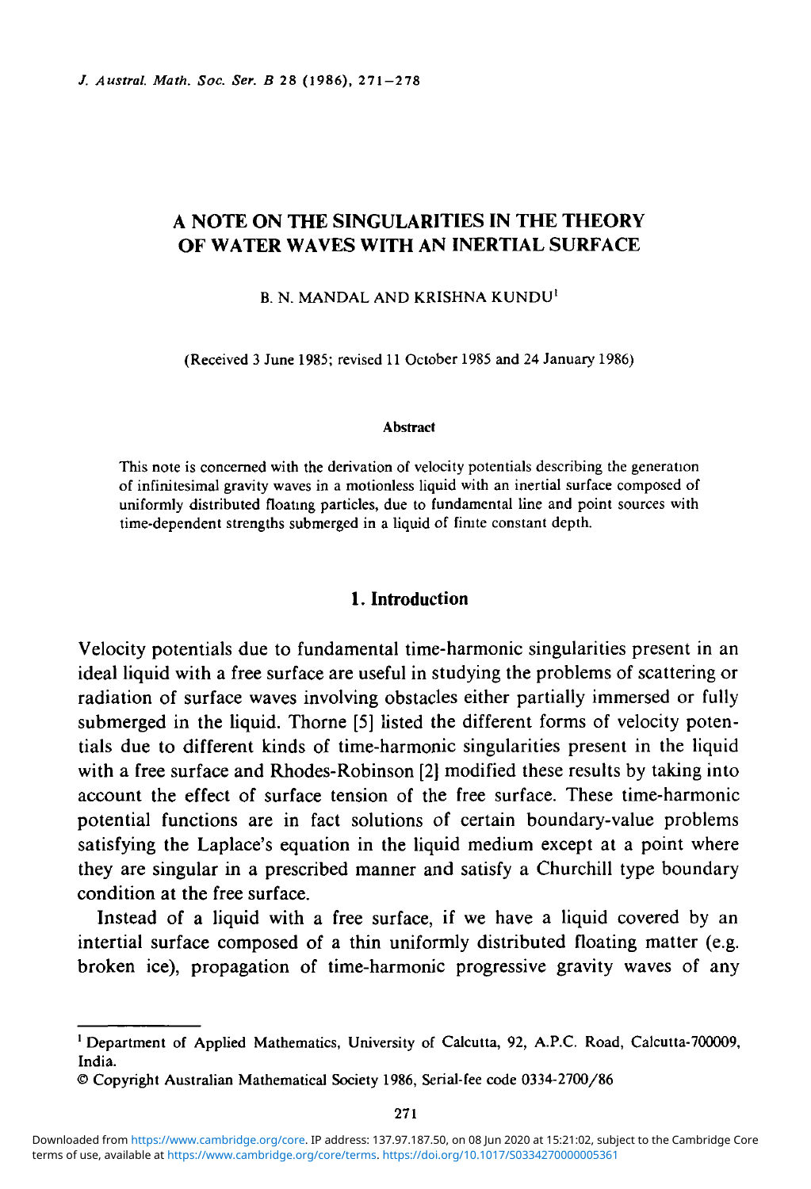# A NOTE ON THE SINGULARITIES IN THE THEORY OF WATER WAVES WITH AN INERTIAL SURFACE

B. N. MANDAL AND KRISHNA KUNDU[1]

(Received 3 June 1985; revised 11 October 1985 and 24 January 1986)

#### Abstract

This note is concerned with the derivation of velocity potentials describing the generation of infinitesimal gravity waves in a motionless liquid with an inertial surface composed of uniformly distributed floating particles, due to fundamental line and point sources with time-dependent strengths submerged in a liquid of finite constant depth.

## 1. Introduction

Velocity potentials due to fundamental time-harmonic singularities present in an ideal liquid with a free surface are useful in studying the problems of scattering or radiation of surface waves involving obstacles either partially immersed or fully submerged in the liquid. Thorne [5] listed the different forms of velocity potentials due to different kinds of time-harmonic singularities present in the liquid with a free surface and Rhodes-Robinson [2] modified these results by taking into account the effect of surface tension of the free surface. These time-harmonic potential functions are in fact solutions of certain boundary-value problems satisfying the Laplace's equation in the liquid medium except at a point where they are singular in a prescribed manner and satisfy a Churchill type boundary condition at the free surface.

Instead of a liquid with a free surface, if we have a liquid covered by an intertial surface composed of a thin uniformly distributed floating matter (e.g. broken ice), propagation of time-harmonic progressive gravity waves of any

---

[1] Department of Applied Mathematics, University of Calcutta, 92, A.P.C. Road, Calcutta-700009, India.

© Copyright Australian Mathematical Society 1986, Serial-fee code 0334-2700/86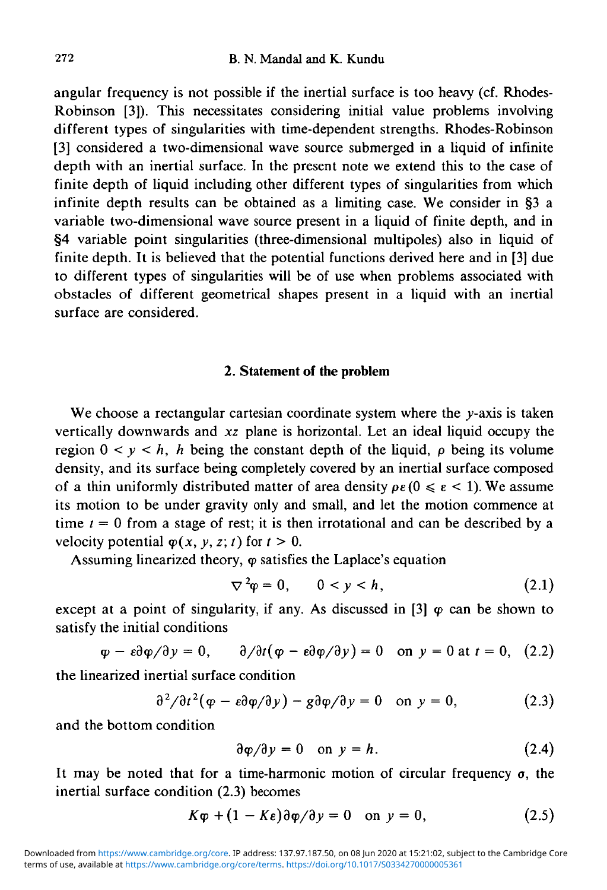angular frequency is not possible if the inertial surface is too heavy (cf. Rhodes-Robinson [3]). This necessitates considering initial value problems involving different types of singularities with time-dependent strengths. Rhodes-Robinson [3] considered a two-dimensional wave source submerged in a liquid of infinite depth with an inertial surface. In the present note we extend this to the case of finite depth of liquid including other different types of singularities from which infinite depth results can be obtained as a limiting case. We consider in §3 a variable two-dimensional wave source present in a liquid of finite depth, and in §4 variable point singularities (three-dimensional multipoles) also in liquid of finite depth. It is believed that the potential functions derived here and in [3] due to different types of singularities will be of use when problems associated with obstacles of different geometrical shapes present in a liquid with an inertial surface are considered.

## 2. Statement of the problem

We choose a rectangular cartesian coordinate system where the $y$-axis is taken vertically downwards and $xz$ plane is horizontal. Let an ideal liquid occupy the region $0 < y < h$, $h$ being the constant depth of the liquid, $\rho$ being its volume density, and its surface being completely covered by an inertial surface composed of a thin uniformly distributed matter of area density $\rho\varepsilon \, (0 \leqslant \varepsilon < 1)$. We assume its motion to be under gravity only and small, and let the motion commence at time $t = 0$ from a stage of rest; it is then irrotational and can be described by a velocity potential $\varphi(x, y, z; t)$ for $t > 0$.

Assuming linearized theory, $\varphi$ satisfies the Laplace's equation

$$\nabla^2 \varphi = 0, \qquad 0 < y < h, \tag{2.1}$$

except at a point of singularity, if any. As discussed in [3] $\varphi$ can be shown to satisfy the initial conditions

$$\varphi - \varepsilon \partial\varphi/\partial y = 0, \qquad \partial/\partial t(\varphi - \varepsilon \partial\varphi/\partial y) = 0 \quad \text{on } y = 0 \text{ at } t = 0, \tag{2.2}$$

the linearized inertial surface condition

$$\partial^2/\partial t^2(\varphi - \varepsilon \partial\varphi/\partial y) - g\partial\varphi/\partial y = 0 \quad \text{on } y = 0, \tag{2.3}$$

and the bottom condition

$$\partial\varphi/\partial y = 0 \quad \text{on } y = h. \tag{2.4}$$

It may be noted that for a time-harmonic motion of circular frequency $\sigma$, the inertial surface condition (2.3) becomes

$$K\varphi + (1 - K\varepsilon)\partial\varphi/\partial y = 0 \quad \text{on } y = 0, \tag{2.5}$$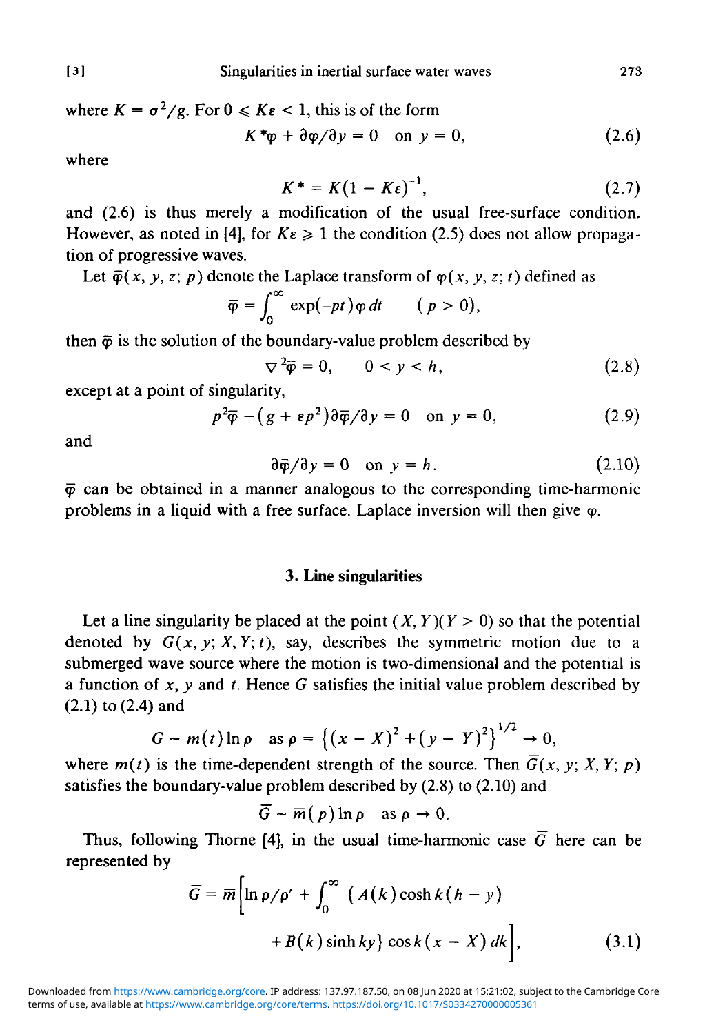where $K = \sigma^2/g$. For $0 \leqslant K\varepsilon < 1$, this is of the form

$$K^*\varphi + \partial\varphi/\partial y = 0 \quad \text{on } y = 0, \tag{2.6}$$

where

$$K^* = K(1 - K\varepsilon)^{-1}, \tag{2.7}$$

and (2.6) is thus merely a modification of the usual free-surface condition. However, as noted in [4], for $K\varepsilon \geqslant 1$ the condition (2.5) does not allow propagation of progressive waves.

Let $\bar{\varphi}(x, y, z; p)$ denote the Laplace transform of $\varphi(x, y, z; t)$ defined as

$$\bar{\varphi} = \int_0^\infty \exp(-pt)\varphi\, dt \qquad (p > 0),$$

then $\bar{\varphi}$ is the solution of the boundary-value problem described by

$$\nabla^2\bar{\varphi} = 0, \qquad 0 < y < h, \tag{2.8}$$

except at a point of singularity,

$$p^2\bar{\varphi} - (g + \varepsilon p^2)\partial\bar{\varphi}/\partial y = 0 \quad \text{on } y = 0, \tag{2.9}$$

and

$$\partial\bar{\varphi}/\partial y = 0 \quad \text{on } y = h. \tag{2.10}$$

$\bar{\varphi}$ can be obtained in a manner analogous to the corresponding time-harmonic problems in a liquid with a free surface. Laplace inversion will then give $\varphi$.

## 3. Line singularities

Let a line singularity be placed at the point $(X, Y)(Y > 0)$ so that the potential denoted by $G(x, y; X, Y; t)$, say, describes the symmetric motion due to a submerged wave source where the motion is two-dimensional and the potential is a function of $x$, $y$ and $t$. Hence $G$ satisfies the initial value problem described by (2.1) to (2.4) and

$$G \sim m(t)\ln\rho \quad \text{as } \rho = \left\{(x - X)^2 + (y - Y)^2\right\}^{1/2} \to 0,$$

where $m(t)$ is the time-dependent strength of the source. Then $\bar{G}(x, y; X, Y; p)$ satisfies the boundary-value problem described by (2.8) to (2.10) and

$$\bar{G} \sim \bar{m}(p)\ln\rho \quad \text{as } \rho \to 0.$$

Thus, following Thorne [4], in the usual time-harmonic case $\bar{G}$ here can be represented by

$$\bar{G} = \bar{m}\left[\ln\rho/\rho' + \int_0^\infty \{A(k)\cosh k(h - y) + B(k)\sinh ky\}\cos k(x - X)\, dk\right], \tag{3.1}$$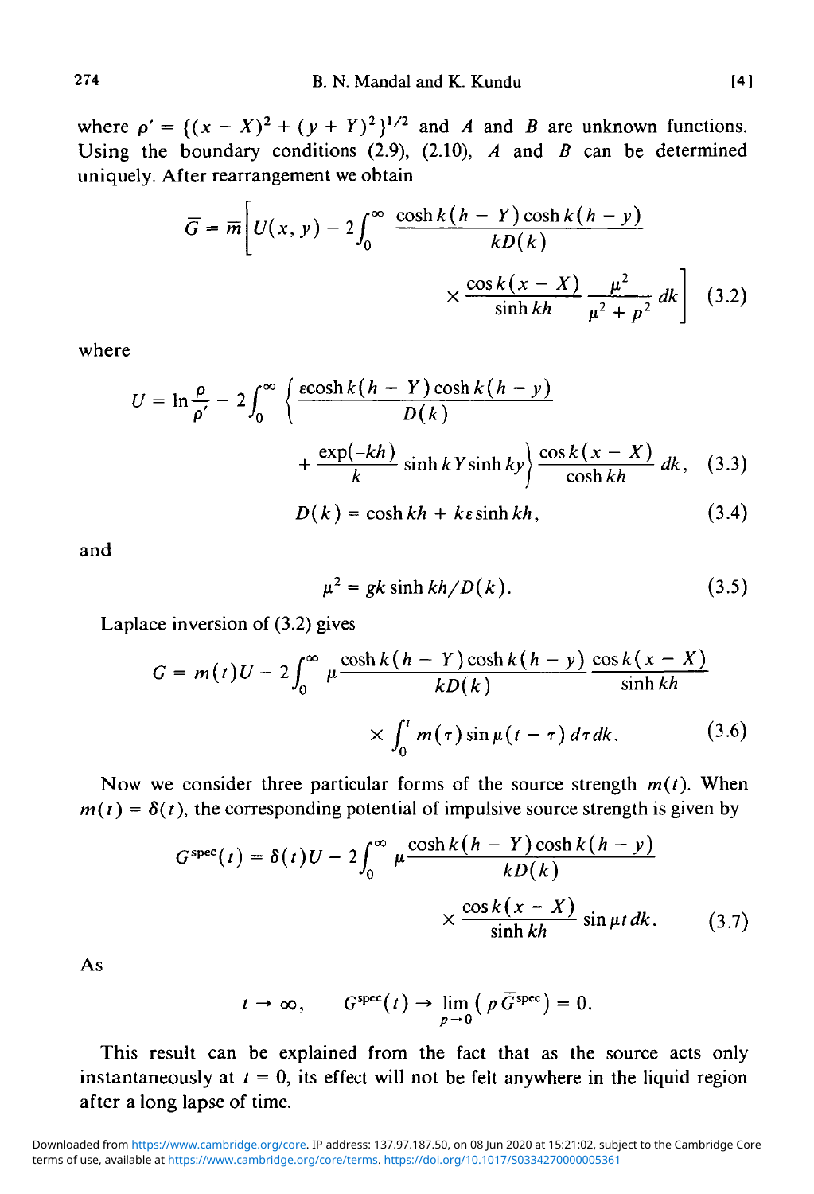where $\rho' = \{(x - X)^2 + (y + Y)^2\}^{1/2}$ and $A$ and $B$ are unknown functions. Using the boundary conditions (2.9), (2.10), $A$ and $B$ can be determined uniquely. After rearrangement we obtain

$$\bar{G} = \bar{m}\left[U(x, y) - 2\int_0^\infty \frac{\cosh k(h - Y)\cosh k(h - y)}{kD(k)} \times \frac{\cos k(x - X)}{\sinh kh}\,\frac{\mu^2}{\mu^2 + p^2}\,dk\right] \tag{3.2}$$

where

$$U = \ln\frac{\rho}{\rho'} - 2\int_0^\infty \left\{\frac{\varepsilon\cosh k(h - Y)\cosh k(h - y)}{D(k)} + \frac{\exp(-kh)}{k}\sinh kY \sinh ky\right\}\frac{\cos k(x - X)}{\cosh kh}\,dk, \tag{3.3}$$

$$D(k) = \cosh kh + k\varepsilon \sinh kh, \tag{3.4}$$

and

$$\mu^2 = gk\sinh kh / D(k). \tag{3.5}$$

Laplace inversion of (3.2) gives

$$G = m(t)U - 2\int_0^\infty \mu\frac{\cosh k(h - Y)\cosh k(h - y)}{kD(k)}\,\frac{\cos k(x - X)}{\sinh kh} \times \int_0^t m(\tau)\sin\mu(t - \tau)\,d\tau\,dk. \tag{3.6}$$

Now we consider three particular forms of the source strength $m(t)$. When $m(t) = \delta(t)$, the corresponding potential of impulsive source strength is given by

$$G^{\text{spec}}(t) = \delta(t)U - 2\int_0^\infty \mu\frac{\cosh k(h - Y)\cosh k(h - y)}{kD(k)} \times \frac{\cos k(x - X)}{\sinh kh}\sin\mu t\,dk. \tag{3.7}$$

As

$$t \to \infty, \qquad G^{\text{spec}}(t) \to \lim_{p\to 0}\left(p\,\bar{G}^{\text{spec}}\right) = 0.$$

This result can be explained from the fact that as the source acts only instantaneously at $t = 0$, its effect will not be felt anywhere in the liquid region after a long lapse of time.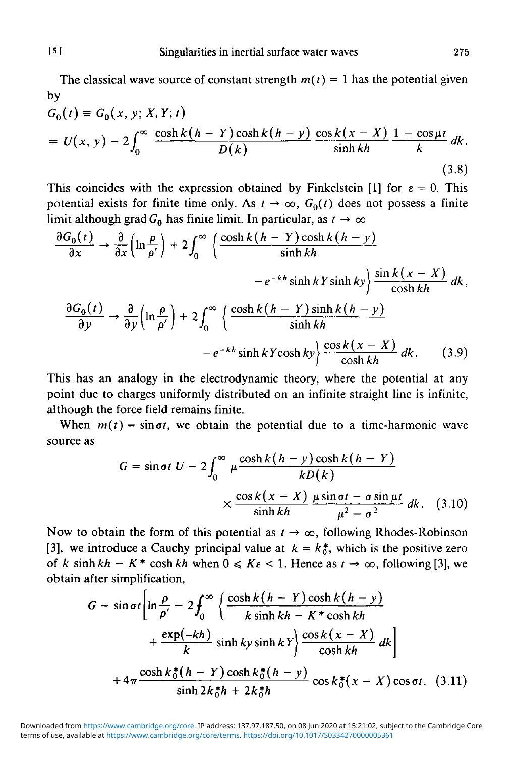The classical wave source of constant strength $m(t) = 1$ has the potential given by

$$
\begin{aligned}
G_0(t) &\equiv G_0(x, y; X, Y; t) \\
&= U(x, y) - 2\int_0^\infty \frac{\cosh k(h-Y)\cosh k(h-y)}{D(k)} \frac{\cos k(x-X)}{\sinh kh} \frac{1-\cos\mu t}{k}\, dk.
\end{aligned}
\tag{3.8}
$$

This coincides with the expression obtained by Finkelstein [1] for $\varepsilon = 0$. This potential exists for finite time only. As $t \to \infty$, $G_0(t)$ does not possess a finite limit although $\operatorname{grad} G_0$ has finite limit. In particular, as $t \to \infty$

$$
\begin{aligned}
\frac{\partial G_0(t)}{\partial x} &\to \frac{\partial}{\partial x}\left(\ln\frac{\rho}{\rho'}\right) + 2\int_0^\infty \left\{\frac{\cosh k(h-Y)\cosh k(h-y)}{\sinh kh} \right. \\
&\qquad\qquad \left. - e^{-kh}\sinh kY \sinh ky\right\} \frac{\sin k(x-X)}{\cosh kh}\, dk, \\
\frac{\partial G_0(t)}{\partial y} &\to \frac{\partial}{\partial y}\left(\ln\frac{\rho}{\rho'}\right) + 2\int_0^\infty \left\{\frac{\cosh k(h-Y)\sinh k(h-y)}{\sinh kh} \right. \\
&\qquad\qquad \left. - e^{-kh}\sinh kY \cosh ky\right\} \frac{\cos k(x-X)}{\cosh kh}\, dk.
\end{aligned}
\tag{3.9}
$$

This has an analogy in the electrodynamic theory, where the potential at any point due to charges uniformly distributed on an infinite straight line is infinite, although the force field remains finite.

When $m(t) = \sin\sigma t$, we obtain the potential due to a time-harmonic wave source as

$$
\begin{aligned}
G = \sin\sigma t\, U - 2\int_0^\infty \mu \frac{\cosh k(h-y)\cosh k(h-Y)}{kD(k)} \\
\times \frac{\cos k(x-X)}{\sinh kh} \frac{\mu\sin\sigma t - \sigma\sin\mu t}{\mu^2 - \sigma^2}\, dk.
\end{aligned}
\tag{3.10}
$$

Now to obtain the form of this potential as $t \to \infty$, following Rhodes-Robinson [3], we introduce a Cauchy principal value at $k = k_0^*$, which is the positive zero of $k \sinh kh - K^* \cosh kh$ when $0 \leqslant K\varepsilon < 1$. Hence as $t \to \infty$, following [3], we obtain after simplification,

$$
\begin{aligned}
G \sim \sin\sigma t\Bigg[\ln\frac{\rho}{\rho'} - 2\,⨍_0^\infty &\left\{\frac{\cosh k(h-Y)\cosh k(h-y)}{k\sinh kh - K^*\cosh kh} \right. \\
&\left. + \frac{\exp(-kh)}{k}\sinh ky \sinh kY\right\} \frac{\cos k(x-X)}{\cosh kh}\, dk\Bigg] \\
+ 4\pi \frac{\cosh k_0^*(h-Y)\cosh k_0^*(h-y)}{\sinh 2k_0^* h + 2k_0^* h} &\cos k_0^*(x-X)\cos\sigma t.
\end{aligned}
\tag{3.11}
$$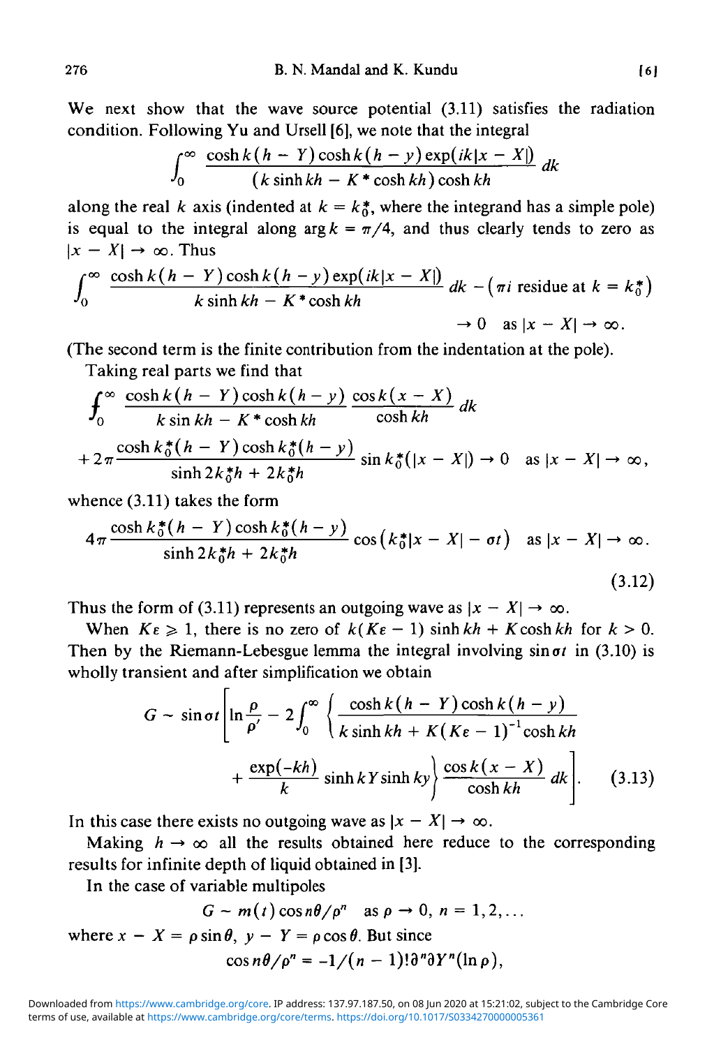We next show that the wave source potential (3.11) satisfies the radiation condition. Following Yu and Ursell [6], we note that the integral

$$\int_0^\infty \frac{\cosh k(h-Y)\cosh k(h-y)\exp(ik|x-X|)}{(k\sinh kh - K^*\cosh kh)\cosh kh}\,dk$$

along the real $k$ axis (indented at $k = k_0^*$, where the integrand has a simple pole) is equal to the integral along $\arg k = \pi/4$, and thus clearly tends to zero as $|x-X| \to \infty$. Thus

$$\int_0^\infty \frac{\cosh k(h-Y)\cosh k(h-y)\exp(ik|x-X|)}{k\sinh kh - K^*\cosh kh}\,dk - (\pi i \text{ residue at } k = k_0^*)$$
$$\to 0 \quad \text{as } |x-X| \to \infty.$$

(The second term is the finite contribution from the indentation at the pole).

Taking real parts we find that

$$⨍_0^\infty \frac{\cosh k(h-Y)\cosh k(h-y)}{k\sin kh - K^*\cosh kh}\,\frac{\cos k(x-X)}{\cosh kh}\,dk$$
$$+2\pi\frac{\cosh k_0^*(h-Y)\cosh k_0^*(h-y)}{\sinh 2k_0^*h + 2k_0^*h}\sin k_0^*(|x-X|) \to 0 \quad \text{as } |x-X| \to \infty,$$

whence (3.11) takes the form

$$4\pi\frac{\cosh k_0^*(h-Y)\cosh k_0^*(h-y)}{\sinh 2k_0^*h + 2k_0^*h}\cos\left(k_0^*|x-X| - \sigma t\right) \quad \text{as } |x-X| \to \infty. \tag{3.12}$$

Thus the form of (3.11) represents an outgoing wave as $|x-X| \to \infty$.

When $K\varepsilon \geqslant 1$, there is no zero of $k(K\varepsilon - 1)\sinh kh + K\cosh kh$ for $k > 0$. Then by the Riemann-Lebesgue lemma the integral involving $\sin\sigma t$ in (3.10) is wholly transient and after simplification we obtain

$$G \sim \sin\sigma t\left[\ln\frac{\rho}{\rho'} - 2\int_0^\infty \left\{\frac{\cosh k(h-Y)\cosh k(h-y)}{k\sinh kh + K(K\varepsilon-1)^{-1}\cosh kh} + \frac{\exp(-kh)}{k}\sinh kY\sinh ky\right\}\frac{\cos k(x-X)}{\cosh kh}\,dk\right]. \tag{3.13}$$

In this case there exists no outgoing wave as $|x-X| \to \infty$.

Making $h \to \infty$ all the results obtained here reduce to the corresponding results for infinite depth of liquid obtained in [3].

In the case of variable multipoles

$$G \sim m(t)\cos n\theta/\rho^n \quad \text{as } \rho \to 0,\ n = 1, 2, \ldots$$

where $x - X = \rho\sin\theta$, $y - Y = \rho\cos\theta$. But since

$$\cos n\theta/\rho^n = -1/(n-1)!\partial^n\partial Y^n(\ln\rho),$$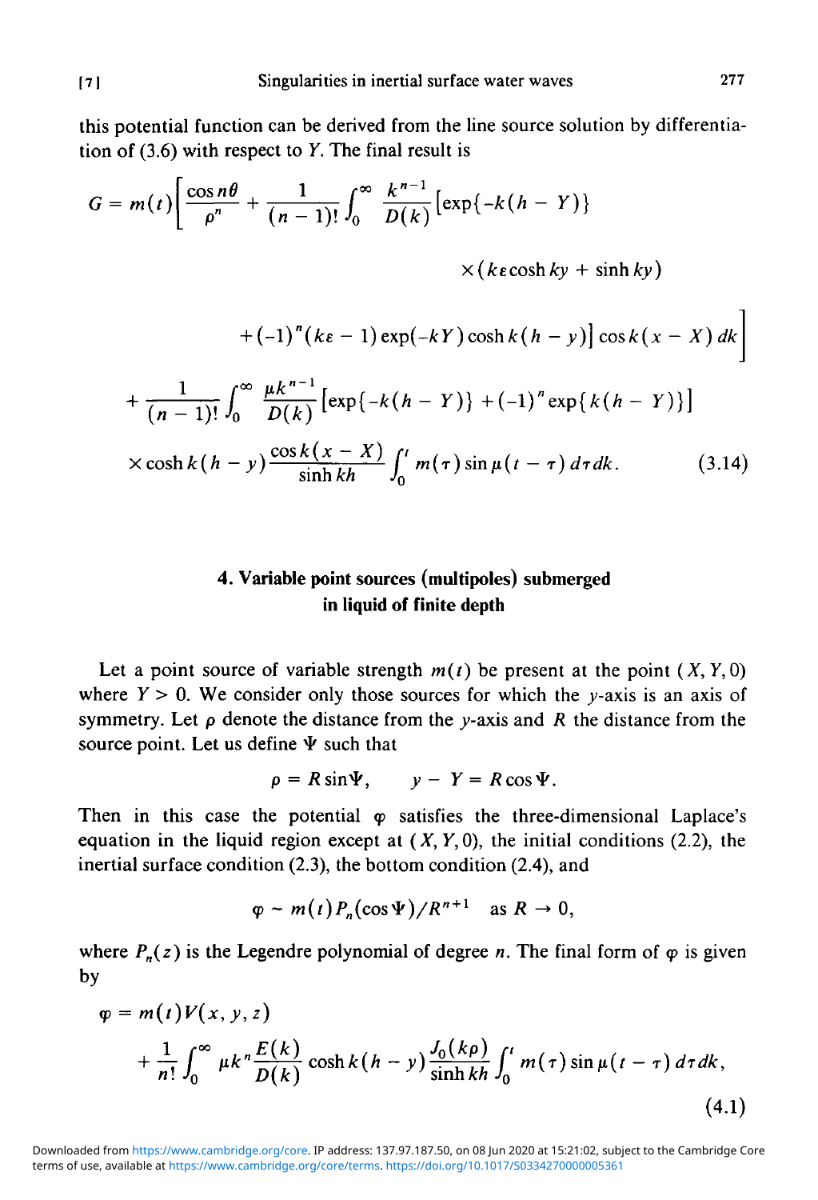this potential function can be derived from the line source solution by differentiation of (3.6) with respect to $Y$. The final result is

$$
\begin{aligned}
G = m(t)\Bigg[\frac{\cos n\theta}{\rho^n} + \frac{1}{(n-1)!}\int_0^\infty \frac{k^{n-1}}{D(k)}\Big[&\exp\{-k(h-Y)\} \\
&\times (k\varepsilon\cosh ky + \sinh ky) \\
&+ (-1)^n (k\varepsilon - 1)\exp(-kY)\cosh k(h-y)\Big]\cos k(x-X)\,dk\Bigg] \\
+ \frac{1}{(n-1)!}\int_0^\infty \frac{\mu k^{n-1}}{D(k)}\big[&\exp\{-k(h-Y)\} + (-1)^n\exp\{k(h-Y)\}\big] \\
\times \cosh k(h-y)\frac{\cos k(x-X)}{\sinh kh}&\int_0^t m(\tau)\sin\mu(t-\tau)\,d\tau\,dk. \qquad (3.14)
\end{aligned}
$$

## 4. Variable point sources (multipoles) submerged in liquid of finite depth

Let a point source of variable strength $m(t)$ be present at the point $(X, Y, 0)$ where $Y > 0$. We consider only those sources for which the $y$-axis is an axis of symmetry. Let $\rho$ denote the distance from the $y$-axis and $R$ the distance from the source point. Let us define $\Psi$ such that

$$\rho = R\sin\Psi, \qquad y - Y = R\cos\Psi.$$

Then in this case the potential $\varphi$ satisfies the three-dimensional Laplace's equation in the liquid region except at $(X, Y, 0)$, the initial conditions (2.2), the inertial surface condition (2.3), the bottom condition (2.4), and

$$\varphi \sim m(t)P_n(\cos\Psi)/R^{n+1} \quad \text{as } R \to 0,$$

where $P_n(z)$ is the Legendre polynomial of degree $n$. The final form of $\varphi$ is given by

$$
\begin{aligned}
\varphi &= m(t)V(x, y, z) \\
&\quad + \frac{1}{n!}\int_0^\infty \mu k^n \frac{E(k)}{D(k)}\cosh k(h-y)\frac{J_0(k\rho)}{\sinh kh}\int_0^t m(\tau)\sin\mu(t-\tau)\,d\tau\,dk,
\end{aligned}
\qquad (4.1)
$$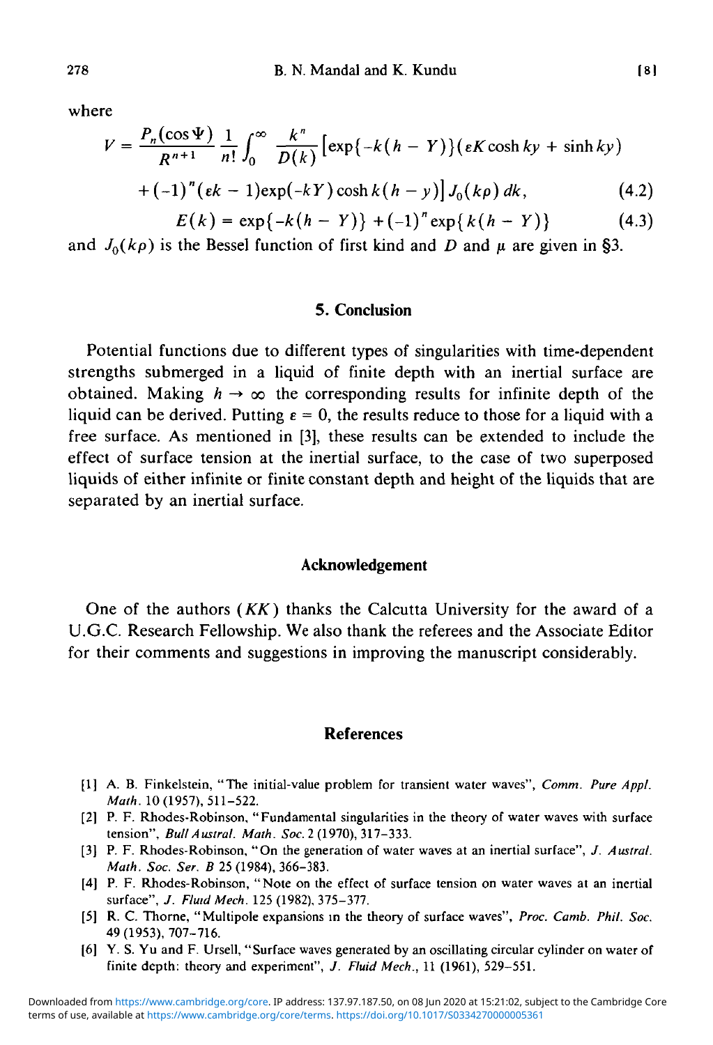where

$$V = \frac{P_n(\cos\Psi)}{R^{n+1}} \frac{1}{n!} \int_0^\infty \frac{k^n}{D(k)} \left[ \exp\{-k(h-Y)\}(\varepsilon K \cosh ky + \sinh ky) \right.$$

$$\left. + (-1)^n (\varepsilon k - 1) \exp(-kY) \cosh k(h-y) \right] J_0(k\rho)\, dk, \tag{4.2}$$

$$E(k) = \exp\{-k(h-Y)\} + (-1)^n \exp\{k(h-Y)\} \tag{4.3}$$

and $J_0(k\rho)$ is the Bessel function of first kind and $D$ and $\mu$ are given in §3.

## 5. Conclusion

Potential functions due to different types of singularities with time-dependent strengths submerged in a liquid of finite depth with an inertial surface are obtained. Making $h \to \infty$ the corresponding results for infinite depth of the liquid can be derived. Putting $\varepsilon = 0$, the results reduce to those for a liquid with a free surface. As mentioned in [3], these results can be extended to include the effect of surface tension at the inertial surface, to the case of two superposed liquids of either infinite or finite constant depth and height of the liquids that are separated by an inertial surface.

## Acknowledgement

One of the authors ($KK$) thanks the Calcutta University for the award of a U.G.C. Research Fellowship. We also thank the referees and the Associate Editor for their comments and suggestions in improving the manuscript considerably.

## References

[1] A. B. Finkelstein, "The initial-value problem for transient water waves", *Comm. Pure Appl. Math.* 10 (1957), 511–522.

[2] P. F. Rhodes-Robinson, "Fundamental singularities in the theory of water waves with surface tension", *Bull Austral. Math. Soc.* 2 (1970), 317–333.

[3] P. F. Rhodes-Robinson, "On the generation of water waves at an inertial surface", *J. Austral. Math. Soc. Ser. B* 25 (1984), 366–383.

[4] P. F. Rhodes-Robinson, "Note on the effect of surface tension on water waves at an inertial surface", *J. Fluid Mech.* 125 (1982), 375–377.

[5] R. C. Thorne, "Multipole expansions in the theory of surface waves", *Proc. Camb. Phil. Soc.* 49 (1953), 707–716.

[6] Y. S. Yu and F. Ursell, "Surface waves generated by an oscillating circular cylinder on water of finite depth: theory and experiment", *J. Fluid Mech.*, 11 (1961), 529–551.